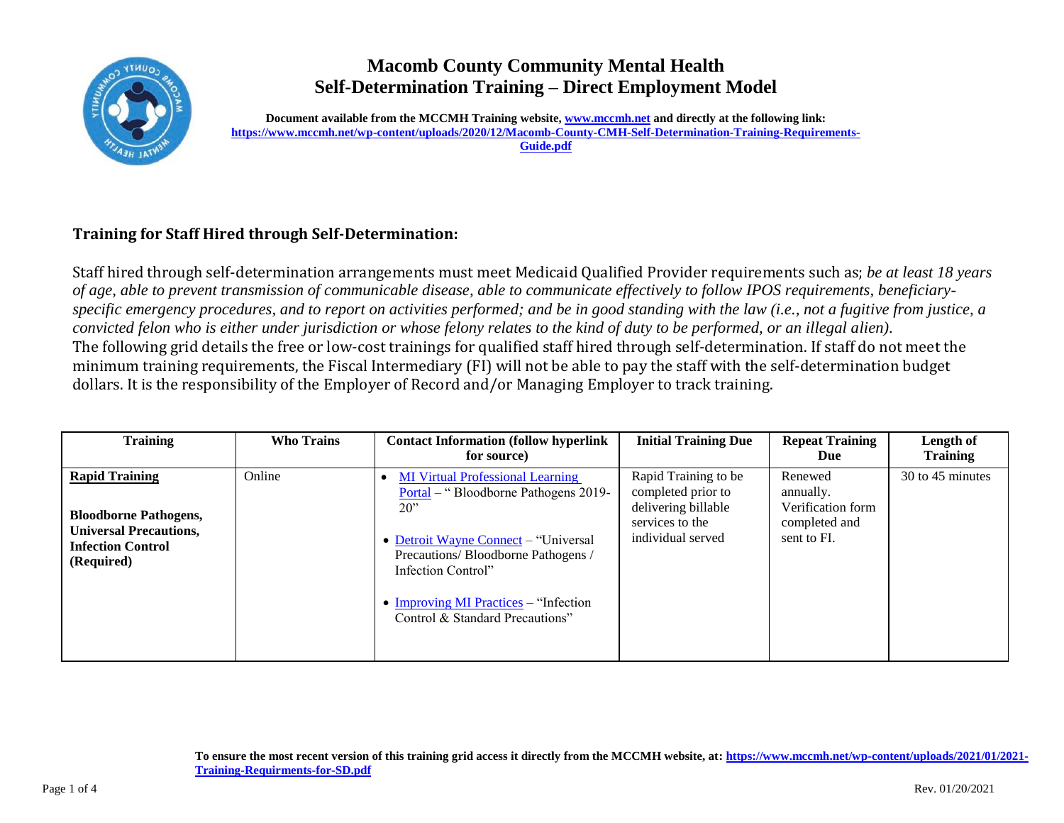# Macomb County Community Mental Health
## Self-Determination Training – Direct Employment Model

**Document available from the MCCMH Training website, [www.mccmh.net](www.mccmh.net) and directly at the following link: [https://www.mccmh.net/wp-content/uploads/2020/12/Macomb-County-CMH-Self-Determination-Training-Requirements-Guide.pdf](https://www.mccmh.net/wp-content/uploads/2020/12/Macomb-County-CMH-Self-Determination-Training-Requirements-Guide.pdf)**

### Training for Staff Hired through Self-Determination:

Staff hired through self-determination arrangements must meet Medicaid Qualified Provider requirements such as; *be at least 18 years of age, able to prevent transmission of communicable disease, able to communicate effectively to follow IPOS requirements, beneficiary-specific emergency procedures, and to report on activities performed; and be in good standing with the law (i.e., not a fugitive from justice, a convicted felon who is either under jurisdiction or whose felony relates to the kind of duty to be performed, or an illegal alien).*
The following grid details the free or low-cost trainings for qualified staff hired through self-determination. If staff do not meet the minimum training requirements, the Fiscal Intermediary (FI) will not be able to pay the staff with the self-determination budget dollars. It is the responsibility of the Employer of Record and/or Managing Employer to track training.

| Training | Who Trains | Contact Information (follow hyperlink for source) | Initial Training Due | Repeat Training Due | Length of Training |
|---|---|---|---|---|---|
| **Rapid Training**<br><br>**Bloodborne Pathogens, Universal Precautions, Infection Control (Required)** | Online | • MI Virtual Professional Learning Portal – " Bloodborne Pathogens 2019-20"<br><br>• Detroit Wayne Connect – "Universal Precautions/ Bloodborne Pathogens / Infection Control"<br><br>• Improving MI Practices – "Infection Control & Standard Precautions" | Rapid Training to be completed prior to delivering billable services to the individual served | Renewed annually. Verification form completed and sent to FI. | 30 to 45 minutes |

**To ensure the most recent version of this training grid access it directly from the MCCMH website, at: [https://www.mccmh.net/wp-content/uploads/2021/01/2021-Training-Requirments-for-SD.pdf](https://www.mccmh.net/wp-content/uploads/2021/01/2021-Training-Requirments-for-SD.pdf)**

Rev. 01/20/2021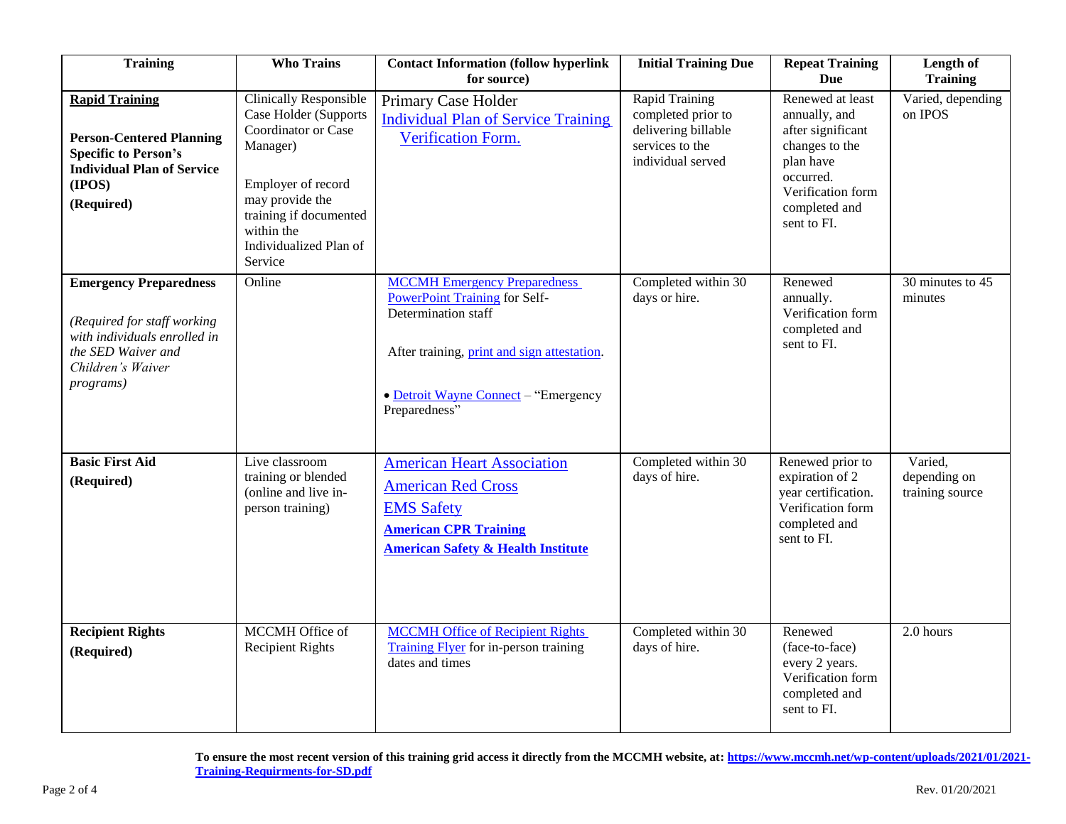| Training | Who Trains | Contact Information (follow hyperlink for source) | Initial Training Due | Repeat Training Due | Length of Training |
|---|---|---|---|---|---|
| **Rapid Training**<br><br>**Person-Centered Planning Specific to Person's Individual Plan of Service (IPOS)**<br>**(Required)** | Clinically Responsible Case Holder (Supports Coordinator or Case Manager)<br><br>Employer of record may provide the training if documented within the Individualized Plan of Service | Primary Case Holder<br>Individual Plan of Service Training Verification Form. | Rapid Training completed prior to delivering billable services to the individual served | Renewed at least annually, and after significant changes to the plan have occurred. Verification form completed and sent to FI. | Varied, depending on IPOS |
| **Emergency Preparedness**<br><br>*(Required for staff working with individuals enrolled in the SED Waiver and Children's Waiver programs)* | Online | MCCMH Emergency Preparedness PowerPoint Training for Self-Determination staff<br><br>After training, print and sign attestation.<br><br>• Detroit Wayne Connect – "Emergency Preparedness" | Completed within 30 days or hire. | Renewed annually. Verification form completed and sent to FI. | 30 minutes to 45 minutes |
| **Basic First Aid**<br>**(Required)** | Live classroom training or blended (online and live in-person training) | American Heart Association<br>American Red Cross<br>EMS Safety<br>**American CPR Training**<br>**American Safety & Health Institute** | Completed within 30 days of hire. | Renewed prior to expiration of 2 year certification. Verification form completed and sent to FI. | Varied, depending on training source |
| **Recipient Rights**<br>**(Required)** | MCCMH Office of Recipient Rights | MCCMH Office of Recipient Rights Training Flyer for in-person training dates and times | Completed within 30 days of hire. | Renewed (face-to-face) every 2 years. Verification form completed and sent to FI. | 2.0 hours |

**To ensure the most recent version of this training grid access it directly from the MCCMH website, at: https://www.mccmh.net/wp-content/uploads/2021/01/2021-Training-Requirments-for-SD.pdf**

Rev. 01/20/2021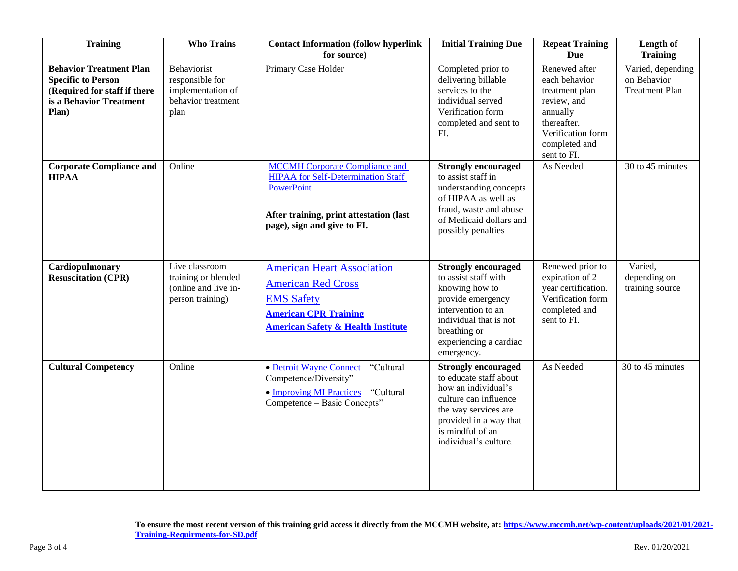| Training | Who Trains | Contact Information (follow hyperlink for source) | Initial Training Due | Repeat Training Due | Length of Training |
|---|---|---|---|---|---|
| **Behavior Treatment Plan Specific to Person (Required for staff if there is a Behavior Treatment Plan)** | Behaviorist responsible for implementation of behavior treatment plan | Primary Case Holder | Completed prior to delivering billable services to the individual served Verification form completed and sent to FI. | Renewed after each behavior treatment plan review, and annually thereafter. Verification form completed and sent to FI. | Varied, depending on Behavior Treatment Plan |
| **Corporate Compliance and HIPAA** | Online | MCCMH Corporate Compliance and HIPAA for Self-Determination Staff PowerPoint<br><br>**After training, print attestation (last page), sign and give to FI.** | **Strongly encouraged** to assist staff in understanding concepts of HIPAA as well as fraud, waste and abuse of Medicaid dollars and possibly penalties | As Needed | 30 to 45 minutes |
| **Cardiopulmonary Resuscitation (CPR)** | Live classroom training or blended (online and live in-person training) | American Heart Association<br>American Red Cross<br>EMS Safety<br>**American CPR Training**<br>**American Safety & Health Institute** | **Strongly encouraged** to assist staff with knowing how to provide emergency intervention to an individual that is not breathing or experiencing a cardiac emergency. | Renewed prior to expiration of 2 year certification. Verification form completed and sent to FI. | Varied, depending on training source |
| **Cultural Competency** | Online | • Detroit Wayne Connect – "Cultural Competence/Diversity"<br>• Improving MI Practices – "Cultural Competence – Basic Concepts" | **Strongly encouraged** to educate staff about how an individual's culture can influence the way services are provided in a way that is mindful of an individual's culture. | As Needed | 30 to 45 minutes |

**To ensure the most recent version of this training grid access it directly from the MCCMH website, at: https://www.mccmh.net/wp-content/uploads/2021/01/2021-Training-Requirments-for-SD.pdf**

Rev. 01/20/2021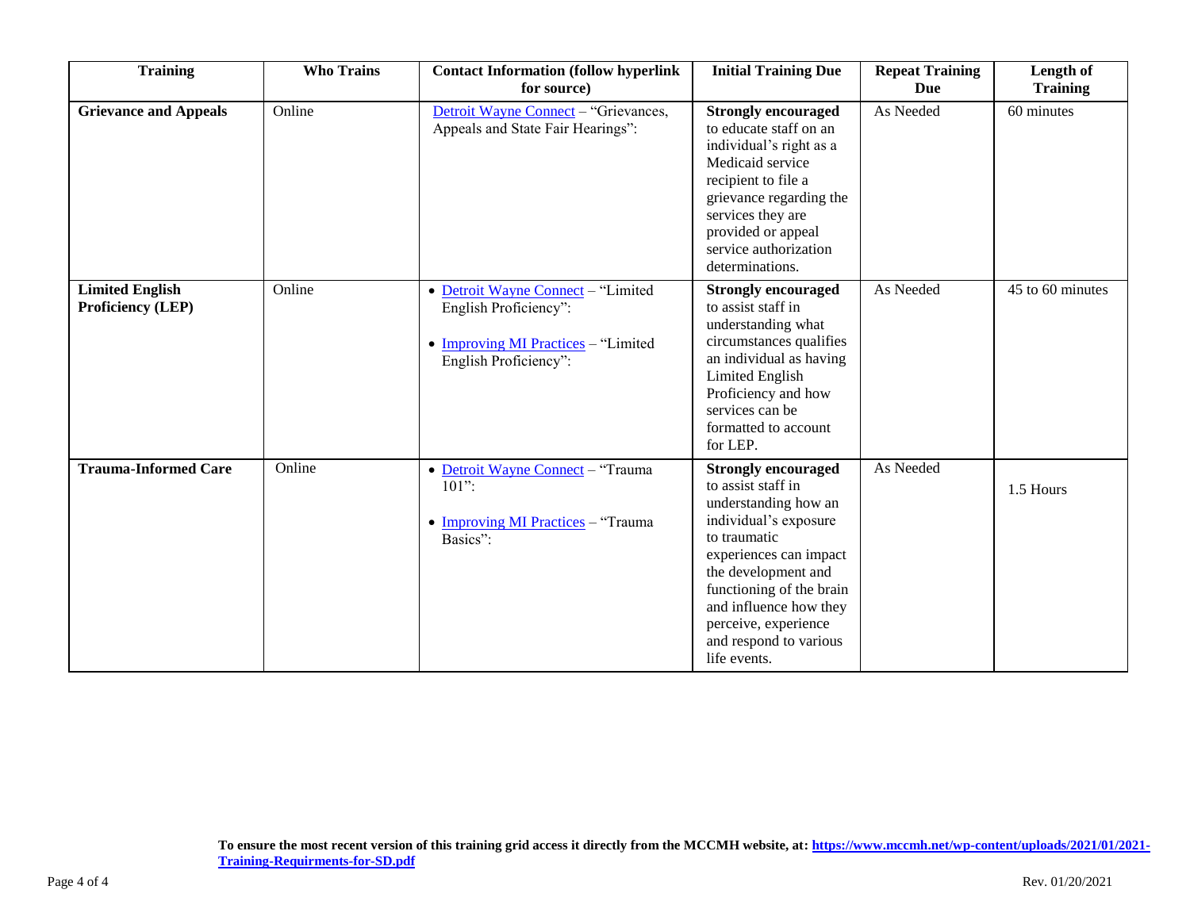| Training | Who Trains | Contact Information (follow hyperlink for source) | Initial Training Due | Repeat Training Due | Length of Training |
|---|---|---|---|---|---|
| **Grievance and Appeals** | Online | Detroit Wayne Connect – "Grievances, Appeals and State Fair Hearings": | **Strongly encouraged** to educate staff on an individual's right as a Medicaid service recipient to file a grievance regarding the services they are provided or appeal service authorization determinations. | As Needed | 60 minutes |
| **Limited English Proficiency (LEP)** | Online | • Detroit Wayne Connect – "Limited English Proficiency":<br>• Improving MI Practices – "Limited English Proficiency": | **Strongly encouraged** to assist staff in understanding what circumstances qualifies an individual as having Limited English Proficiency and how services can be formatted to account for LEP. | As Needed | 45 to 60 minutes |
| **Trauma-Informed Care** | Online | • Detroit Wayne Connect – "Trauma 101":<br>• Improving MI Practices – "Trauma Basics": | **Strongly encouraged** to assist staff in understanding how an individual's exposure to traumatic experiences can impact the development and functioning of the brain and influence how they perceive, experience and respond to various life events. | As Needed | 1.5 Hours |

**To ensure the most recent version of this training grid access it directly from the MCCMH website, at: https://www.mccmh.net/wp-content/uploads/2021/01/2021-Training-Requirments-for-SD.pdf**

Rev. 01/20/2021